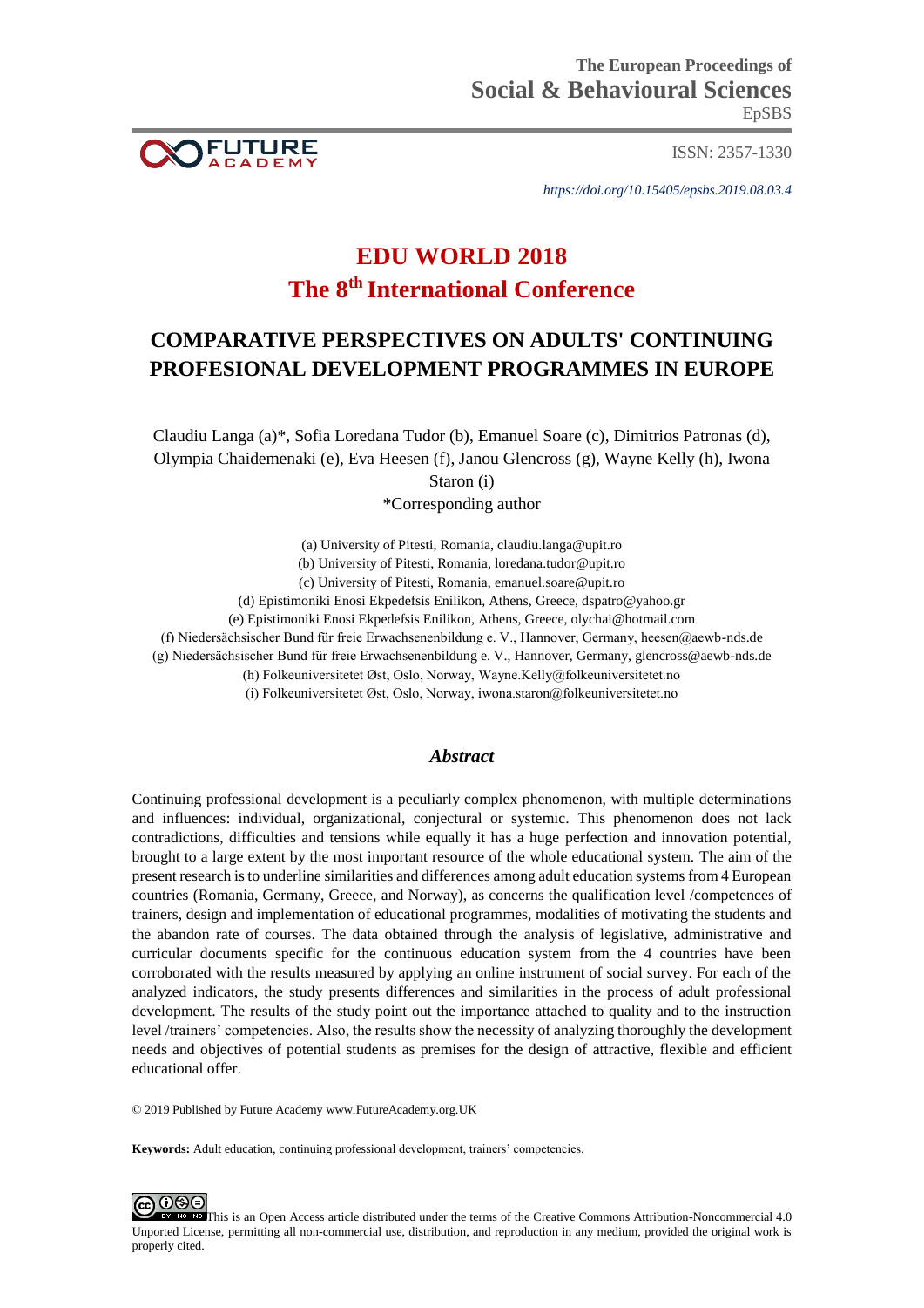The European Proceedings of
**Social & Behavioural Sciences**
EpSBS

ISSN: 2357-1330

*https://doi.org/10.15405/epsbs.2019.08.03.4*

# EDU WORLD 2018
# The 8th International Conference

## COMPARATIVE PERSPECTIVES ON ADULTS' CONTINUING PROFESIONAL DEVELOPMENT PROGRAMMES IN EUROPE

Claudiu Langa (a)*, Sofia Loredana Tudor (b), Emanuel Soare (c), Dimitrios Patronas (d), Olympia Chaidemenaki (e), Eva Heesen (f), Janou Glencross (g), Wayne Kelly (h), Iwona Staron (i)

*Corresponding author

(a) University of Pitesti, Romania, claudiu.langa@upit.ro
(b) University of Pitesti, Romania, loredana.tudor@upit.ro
(c) University of Pitesti, Romania, emanuel.soare@upit.ro
(d) Epistimoniki Enosi Ekpedefsis Enilikon, Athens, Greece, dspatro@yahoo.gr
(e) Epistimoniki Enosi Ekpedefsis Enilikon, Athens, Greece, olychai@hotmail.com
(f) Niedersächsischer Bund für freie Erwachsenenbildung e. V., Hannover, Germany, heesen@aewb-nds.de
(g) Niedersächsischer Bund für freie Erwachsenenbildung e. V., Hannover, Germany, glencross@aewb-nds.de
(h) Folkeuniversitetet Øst, Oslo, Norway, Wayne.Kelly@folkeuniversitetet.no
(i) Folkeuniversitetet Øst, Oslo, Norway, iwona.staron@folkeuniversitetet.no

### *Abstract*

Continuing professional development is a peculiarly complex phenomenon, with multiple determinations and influences: individual, organizational, conjectural or systemic. This phenomenon does not lack contradictions, difficulties and tensions while equally it has a huge perfection and innovation potential, brought to a large extent by the most important resource of the whole educational system. The aim of the present research is to underline similarities and differences among adult education systems from 4 European countries (Romania, Germany, Greece, and Norway), as concerns the qualification level /competences of trainers, design and implementation of educational programmes, modalities of motivating the students and the abandon rate of courses. The data obtained through the analysis of legislative, administrative and curricular documents specific for the continuous education system from the 4 countries have been corroborated with the results measured by applying an online instrument of social survey. For each of the analyzed indicators, the study presents differences and similarities in the process of adult professional development. The results of the study point out the importance attached to quality and to the instruction level /trainers' competencies. Also, the results show the necessity of analyzing thoroughly the development needs and objectives of potential students as premises for the design of attractive, flexible and efficient educational offer.

© 2019 Published by Future Academy www.FutureAcademy.org.UK

**Keywords:** Adult education, continuing professional development, trainers' competencies.

This is an Open Access article distributed under the terms of the Creative Commons Attribution-Noncommercial 4.0 Unported License, permitting all non-commercial use, distribution, and reproduction in any medium, provided the original work is properly cited.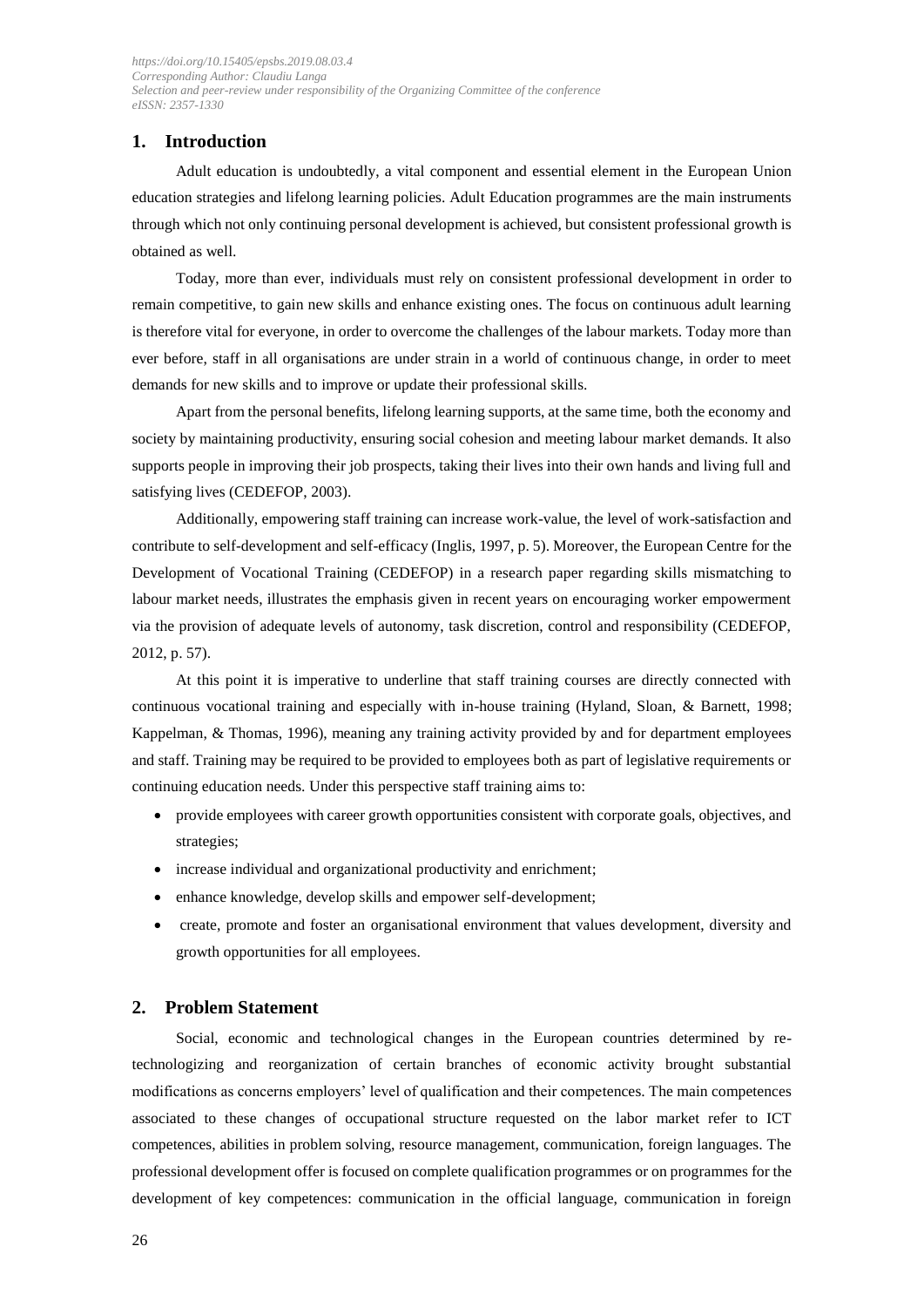## 1. Introduction

Adult education is undoubtedly, a vital component and essential element in the European Union education strategies and lifelong learning policies. Adult Education programmes are the main instruments through which not only continuing personal development is achieved, but consistent professional growth is obtained as well.

Today, more than ever, individuals must rely on consistent professional development in order to remain competitive, to gain new skills and enhance existing ones. The focus on continuous adult learning is therefore vital for everyone, in order to overcome the challenges of the labour markets. Today more than ever before, staff in all organisations are under strain in a world of continuous change, in order to meet demands for new skills and to improve or update their professional skills.

Apart from the personal benefits, lifelong learning supports, at the same time, both the economy and society by maintaining productivity, ensuring social cohesion and meeting labour market demands. It also supports people in improving their job prospects, taking their lives into their own hands and living full and satisfying lives (CEDEFOP, 2003).

Additionally, empowering staff training can increase work-value, the level of work-satisfaction and contribute to self-development and self-efficacy (Inglis, 1997, p. 5). Moreover, the European Centre for the Development of Vocational Training (CEDEFOP) in a research paper regarding skills mismatching to labour market needs, illustrates the emphasis given in recent years on encouraging worker empowerment via the provision of adequate levels of autonomy, task discretion, control and responsibility (CEDEFOP, 2012, p. 57).

At this point it is imperative to underline that staff training courses are directly connected with continuous vocational training and especially with in-house training (Hyland, Sloan, & Barnett, 1998; Kappelman, & Thomas, 1996), meaning any training activity provided by and for department employees and staff. Training may be required to be provided to employees both as part of legislative requirements or continuing education needs. Under this perspective staff training aims to:

- provide employees with career growth opportunities consistent with corporate goals, objectives, and strategies;
- increase individual and organizational productivity and enrichment;
- enhance knowledge, develop skills and empower self-development;
- create, promote and foster an organisational environment that values development, diversity and growth opportunities for all employees.

## 2. Problem Statement

Social, economic and technological changes in the European countries determined by re-technologizing and reorganization of certain branches of economic activity brought substantial modifications as concerns employers' level of qualification and their competences. The main competences associated to these changes of occupational structure requested on the labor market refer to ICT competences, abilities in problem solving, resource management, communication, foreign languages. The professional development offer is focused on complete qualification programmes or on programmes for the development of key competences: communication in the official language, communication in foreign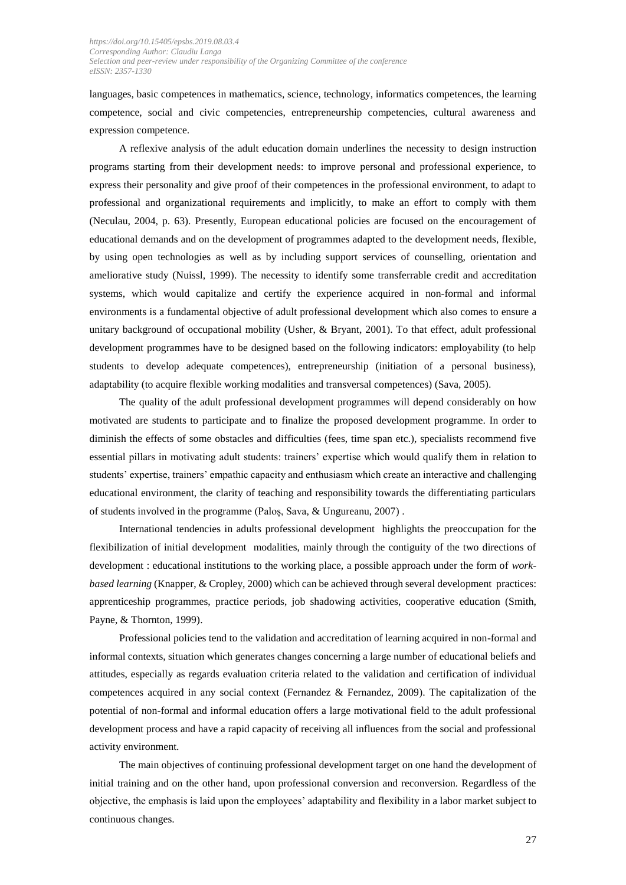languages, basic competences in mathematics, science, technology, informatics competences, the learning competence, social and civic competencies, entrepreneurship competencies, cultural awareness and expression competence.

A reflexive analysis of the adult education domain underlines the necessity to design instruction programs starting from their development needs: to improve personal and professional experience, to express their personality and give proof of their competences in the professional environment, to adapt to professional and organizational requirements and implicitly, to make an effort to comply with them (Neculau, 2004, p. 63). Presently, European educational policies are focused on the encouragement of educational demands and on the development of programmes adapted to the development needs, flexible, by using open technologies as well as by including support services of counselling, orientation and ameliorative study (Nuissl, 1999). The necessity to identify some transferrable credit and accreditation systems, which would capitalize and certify the experience acquired in non-formal and informal environments is a fundamental objective of adult professional development which also comes to ensure a unitary background of occupational mobility (Usher, & Bryant, 2001). To that effect, adult professional development programmes have to be designed based on the following indicators: employability (to help students to develop adequate competences), entrepreneurship (initiation of a personal business), adaptability (to acquire flexible working modalities and transversal competences) (Sava, 2005).

The quality of the adult professional development programmes will depend considerably on how motivated are students to participate and to finalize the proposed development programme. In order to diminish the effects of some obstacles and difficulties (fees, time span etc.), specialists recommend five essential pillars in motivating adult students: trainers' expertise which would qualify them in relation to students' expertise, trainers' empathic capacity and enthusiasm which create an interactive and challenging educational environment, the clarity of teaching and responsibility towards the differentiating particulars of students involved in the programme (Paloș, Sava, & Ungureanu, 2007) .

International tendencies in adults professional development highlights the preoccupation for the flexibilization of initial development modalities, mainly through the contiguity of the two directions of development : educational institutions to the working place, a possible approach under the form of *work-based learning* (Knapper, & Cropley, 2000) which can be achieved through several development practices: apprenticeship programmes, practice periods, job shadowing activities, cooperative education (Smith, Payne, & Thornton, 1999).

Professional policies tend to the validation and accreditation of learning acquired in non-formal and informal contexts, situation which generates changes concerning a large number of educational beliefs and attitudes, especially as regards evaluation criteria related to the validation and certification of individual competences acquired in any social context (Fernandez & Fernandez, 2009). The capitalization of the potential of non-formal and informal education offers a large motivational field to the adult professional development process and have a rapid capacity of receiving all influences from the social and professional activity environment.

The main objectives of continuing professional development target on one hand the development of initial training and on the other hand, upon professional conversion and reconversion. Regardless of the objective, the emphasis is laid upon the employees' adaptability and flexibility in a labor market subject to continuous changes.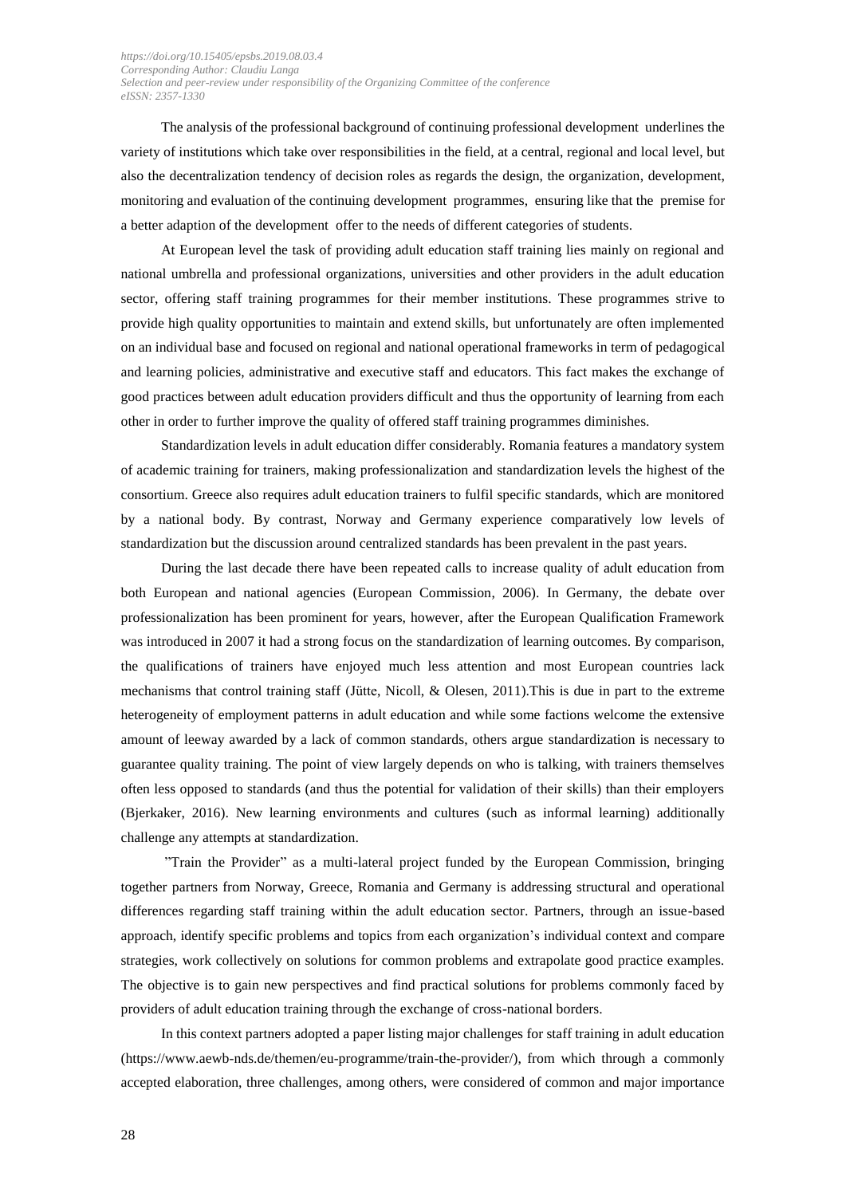The analysis of the professional background of continuing professional development underlines the variety of institutions which take over responsibilities in the field, at a central, regional and local level, but also the decentralization tendency of decision roles as regards the design, the organization, development, monitoring and evaluation of the continuing development programmes, ensuring like that the premise for a better adaption of the development offer to the needs of different categories of students.

At European level the task of providing adult education staff training lies mainly on regional and national umbrella and professional organizations, universities and other providers in the adult education sector, offering staff training programmes for their member institutions. These programmes strive to provide high quality opportunities to maintain and extend skills, but unfortunately are often implemented on an individual base and focused on regional and national operational frameworks in term of pedagogical and learning policies, administrative and executive staff and educators. This fact makes the exchange of good practices between adult education providers difficult and thus the opportunity of learning from each other in order to further improve the quality of offered staff training programmes diminishes.

Standardization levels in adult education differ considerably. Romania features a mandatory system of academic training for trainers, making professionalization and standardization levels the highest of the consortium. Greece also requires adult education trainers to fulfil specific standards, which are monitored by a national body. By contrast, Norway and Germany experience comparatively low levels of standardization but the discussion around centralized standards has been prevalent in the past years.

During the last decade there have been repeated calls to increase quality of adult education from both European and national agencies (European Commission, 2006). In Germany, the debate over professionalization has been prominent for years, however, after the European Qualification Framework was introduced in 2007 it had a strong focus on the standardization of learning outcomes. By comparison, the qualifications of trainers have enjoyed much less attention and most European countries lack mechanisms that control training staff (Jütte, Nicoll, & Olesen, 2011).This is due in part to the extreme heterogeneity of employment patterns in adult education and while some factions welcome the extensive amount of leeway awarded by a lack of common standards, others argue standardization is necessary to guarantee quality training. The point of view largely depends on who is talking, with trainers themselves often less opposed to standards (and thus the potential for validation of their skills) than their employers (Bjerkaker, 2016). New learning environments and cultures (such as informal learning) additionally challenge any attempts at standardization.

"Train the Provider" as a multi-lateral project funded by the European Commission, bringing together partners from Norway, Greece, Romania and Germany is addressing structural and operational differences regarding staff training within the adult education sector. Partners, through an issue-based approach, identify specific problems and topics from each organization's individual context and compare strategies, work collectively on solutions for common problems and extrapolate good practice examples. The objective is to gain new perspectives and find practical solutions for problems commonly faced by providers of adult education training through the exchange of cross-national borders.

In this context partners adopted a paper listing major challenges for staff training in adult education (https://www.aewb-nds.de/themen/eu-programme/train-the-provider/), from which through a commonly accepted elaboration, three challenges, among others, were considered of common and major importance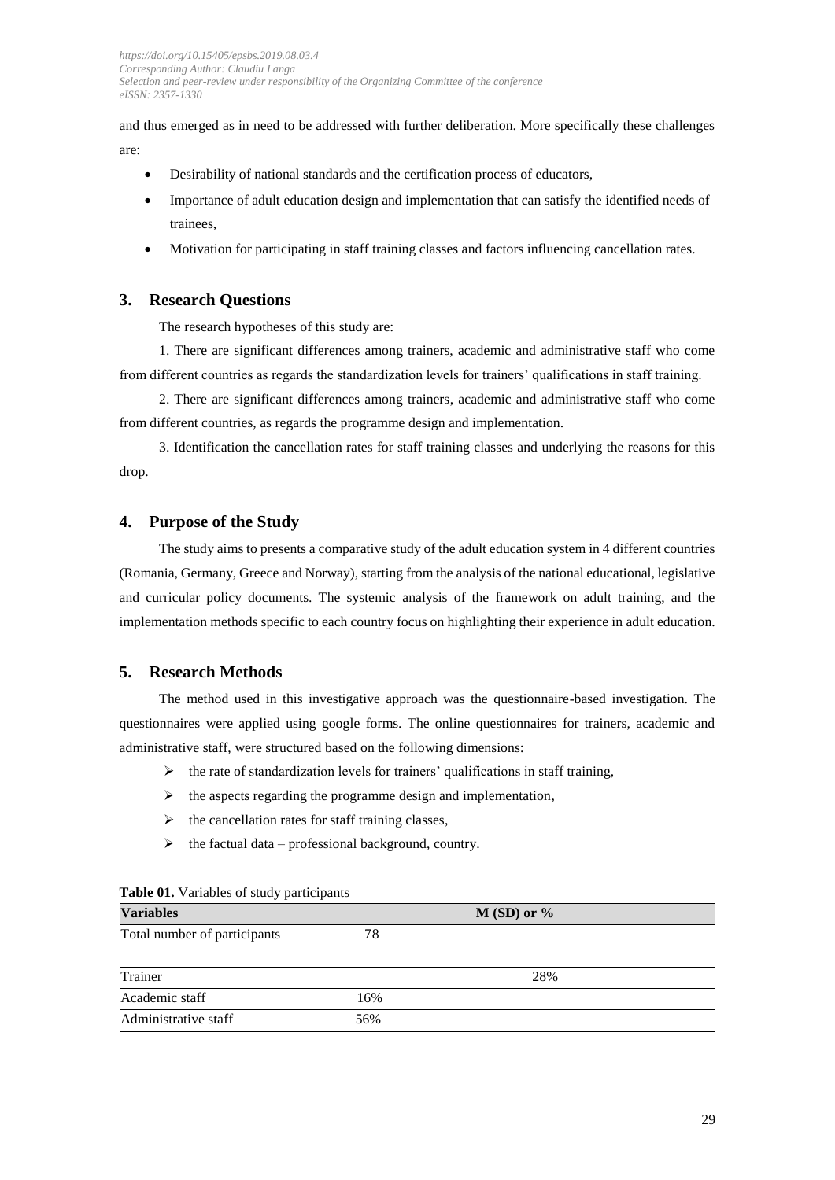and thus emerged as in need to be addressed with further deliberation. More specifically these challenges are:

- Desirability of national standards and the certification process of educators,
- Importance of adult education design and implementation that can satisfy the identified needs of trainees,
- Motivation for participating in staff training classes and factors influencing cancellation rates.

## 3. Research Questions

The research hypotheses of this study are:

1. There are significant differences among trainers, academic and administrative staff who come from different countries as regards the standardization levels for trainers' qualifications in staff training.

2. There are significant differences among trainers, academic and administrative staff who come from different countries, as regards the programme design and implementation.

3. Identification the cancellation rates for staff training classes and underlying the reasons for this drop.

## 4. Purpose of the Study

The study aims to presents a comparative study of the adult education system in 4 different countries (Romania, Germany, Greece and Norway), starting from the analysis of the national educational, legislative and curricular policy documents. The systemic analysis of the framework on adult training, and the implementation methods specific to each country focus on highlighting their experience in adult education.

## 5. Research Methods

The method used in this investigative approach was the questionnaire-based investigation. The questionnaires were applied using google forms. The online questionnaires for trainers, academic and administrative staff, were structured based on the following dimensions:

- the rate of standardization levels for trainers' qualifications in staff training,
- the aspects regarding the programme design and implementation,
- the cancellation rates for staff training classes,
- the factual data – professional background, country.

**Table 01.** Variables of study participants

| Variables | M (SD) or % |
|---|---|
| Total number of participants 78 | |
| | |
| Trainer | 28% |
| Academic staff 16% | |
| Administrative staff 56% | |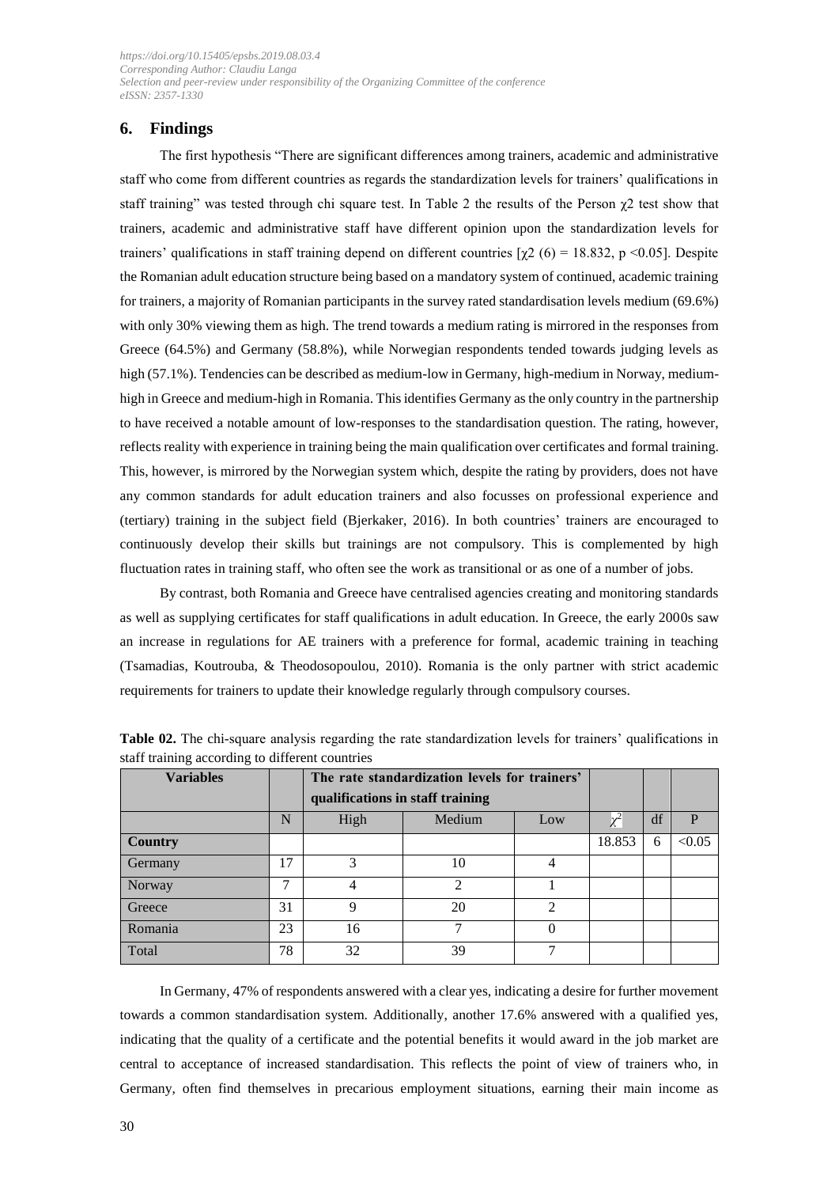## 6. Findings

The first hypothesis "There are significant differences among trainers, academic and administrative staff who come from different countries as regards the standardization levels for trainers' qualifications in staff training" was tested through chi square test. In Table 2 the results of the Person $\chi 2$ test show that trainers, academic and administrative staff have different opinion upon the standardization levels for trainers' qualifications in staff training depend on different countries [$\chi 2$ (6) = 18.832, $p < 0.05$]. Despite the Romanian adult education structure being based on a mandatory system of continued, academic training for trainers, a majority of Romanian participants in the survey rated standardisation levels medium (69.6%) with only 30% viewing them as high. The trend towards a medium rating is mirrored in the responses from Greece (64.5%) and Germany (58.8%), while Norwegian respondents tended towards judging levels as high (57.1%). Tendencies can be described as medium-low in Germany, high-medium in Norway, medium-high in Greece and medium-high in Romania. This identifies Germany as the only country in the partnership to have received a notable amount of low-responses to the standardisation question. The rating, however, reflects reality with experience in training being the main qualification over certificates and formal training. This, however, is mirrored by the Norwegian system which, despite the rating by providers, does not have any common standards for adult education trainers and also focusses on professional experience and (tertiary) training in the subject field (Bjerkaker, 2016). In both countries' trainers are encouraged to continuously develop their skills but trainings are not compulsory. This is complemented by high fluctuation rates in training staff, who often see the work as transitional or as one of a number of jobs.

By contrast, both Romania and Greece have centralised agencies creating and monitoring standards as well as supplying certificates for staff qualifications in adult education. In Greece, the early 2000s saw an increase in regulations for AE trainers with a preference for formal, academic training in teaching (Tsamadias, Koutrouba, & Theodosopoulou, 2010). Romania is the only partner with strict academic requirements for trainers to update their knowledge regularly through compulsory courses.

**Table 02.** The chi-square analysis regarding the rate standardization levels for trainers' qualifications in staff training according to different countries

| **Variables** | | **The rate standardization levels for trainers' qualifications in staff training** | | | | | |
|---|---|---|---|---|---|---|---|
| | N | High | Medium | Low | $\chi^2$ | df | P |
| **Country** | | | | | 18.853 | 6 | <0.05 |
| Germany | 17 | 3 | 10 | 4 | | | |
| Norway | 7 | 4 | 2 | 1 | | | |
| Greece | 31 | 9 | 20 | 2 | | | |
| Romania | 23 | 16 | 7 | 0 | | | |
| Total | 78 | 32 | 39 | 7 | | | |

In Germany, 47% of respondents answered with a clear yes, indicating a desire for further movement towards a common standardisation system. Additionally, another 17.6% answered with a qualified yes, indicating that the quality of a certificate and the potential benefits it would award in the job market are central to acceptance of increased standardisation. This reflects the point of view of trainers who, in Germany, often find themselves in precarious employment situations, earning their main income as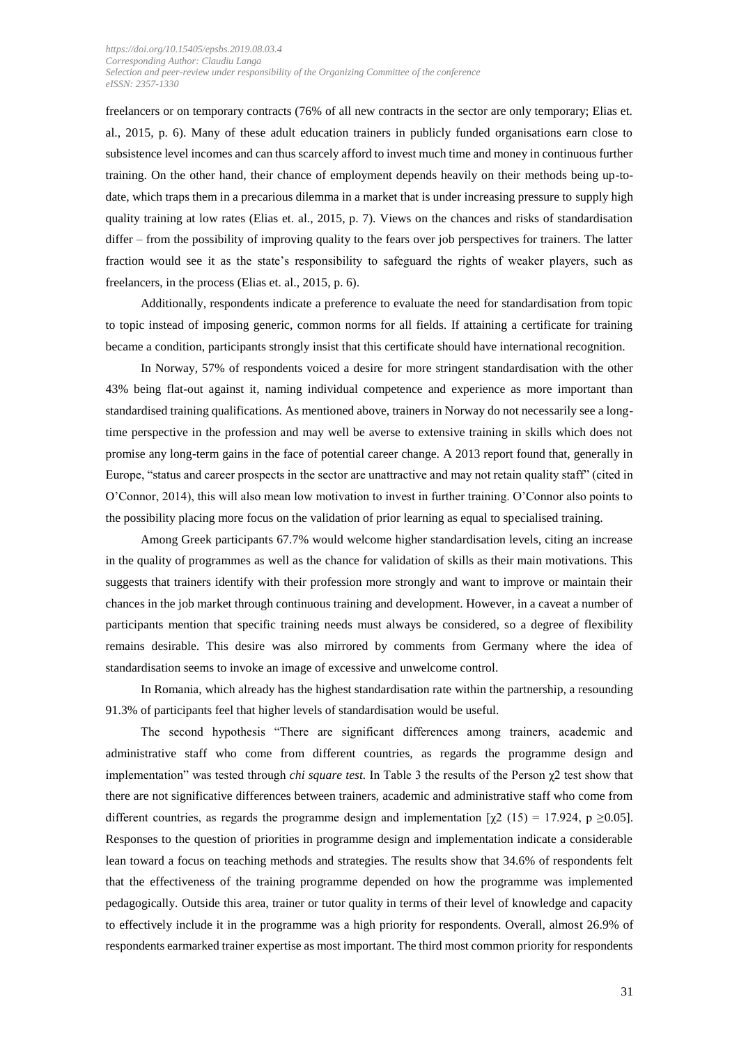freelancers or on temporary contracts (76% of all new contracts in the sector are only temporary; Elias et. al., 2015, p. 6). Many of these adult education trainers in publicly funded organisations earn close to subsistence level incomes and can thus scarcely afford to invest much time and money in continuous further training. On the other hand, their chance of employment depends heavily on their methods being up-to-date, which traps them in a precarious dilemma in a market that is under increasing pressure to supply high quality training at low rates (Elias et. al., 2015, p. 7). Views on the chances and risks of standardisation differ – from the possibility of improving quality to the fears over job perspectives for trainers. The latter fraction would see it as the state's responsibility to safeguard the rights of weaker players, such as freelancers, in the process (Elias et. al., 2015, p. 6).

Additionally, respondents indicate a preference to evaluate the need for standardisation from topic to topic instead of imposing generic, common norms for all fields. If attaining a certificate for training became a condition, participants strongly insist that this certificate should have international recognition.

In Norway, 57% of respondents voiced a desire for more stringent standardisation with the other 43% being flat-out against it, naming individual competence and experience as more important than standardised training qualifications. As mentioned above, trainers in Norway do not necessarily see a long-time perspective in the profession and may well be averse to extensive training in skills which does not promise any long-term gains in the face of potential career change. A 2013 report found that, generally in Europe, "status and career prospects in the sector are unattractive and may not retain quality staff" (cited in O'Connor, 2014), this will also mean low motivation to invest in further training. O'Connor also points to the possibility placing more focus on the validation of prior learning as equal to specialised training.

Among Greek participants 67.7% would welcome higher standardisation levels, citing an increase in the quality of programmes as well as the chance for validation of skills as their main motivations. This suggests that trainers identify with their profession more strongly and want to improve or maintain their chances in the job market through continuous training and development. However, in a caveat a number of participants mention that specific training needs must always be considered, so a degree of flexibility remains desirable. This desire was also mirrored by comments from Germany where the idea of standardisation seems to invoke an image of excessive and unwelcome control.

In Romania, which already has the highest standardisation rate within the partnership, a resounding 91.3% of participants feel that higher levels of standardisation would be useful.

The second hypothesis "There are significant differences among trainers, academic and administrative staff who come from different countries, as regards the programme design and implementation" was tested through *chi square test.* In Table 3 the results of the Person $\chi 2$ test show that there are not significative differences between trainers, academic and administrative staff who come from different countries, as regards the programme design and implementation [$\chi 2$ (15) = 17.924, $p \geq 0.05$]. Responses to the question of priorities in programme design and implementation indicate a considerable lean toward a focus on teaching methods and strategies. The results show that 34.6% of respondents felt that the effectiveness of the training programme depended on how the programme was implemented pedagogically. Outside this area, trainer or tutor quality in terms of their level of knowledge and capacity to effectively include it in the programme was a high priority for respondents. Overall, almost 26.9% of respondents earmarked trainer expertise as most important. The third most common priority for respondents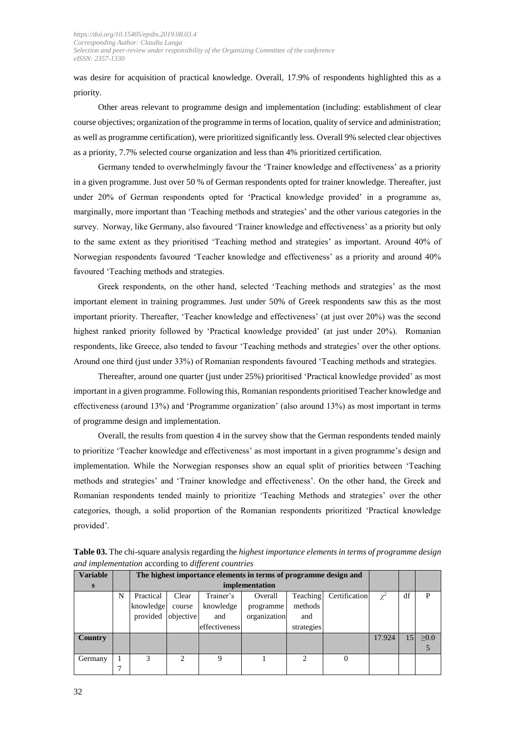was desire for acquisition of practical knowledge. Overall, 17.9% of respondents highlighted this as a priority.

Other areas relevant to programme design and implementation (including: establishment of clear course objectives; organization of the programme in terms of location, quality of service and administration; as well as programme certification), were prioritized significantly less. Overall 9% selected clear objectives as a priority, 7.7% selected course organization and less than 4% prioritized certification.

Germany tended to overwhelmingly favour the 'Trainer knowledge and effectiveness' as a priority in a given programme. Just over 50 % of German respondents opted for trainer knowledge. Thereafter, just under 20% of German respondents opted for 'Practical knowledge provided' in a programme as, marginally, more important than 'Teaching methods and strategies' and the other various categories in the survey. Norway, like Germany, also favoured 'Trainer knowledge and effectiveness' as a priority but only to the same extent as they prioritised 'Teaching method and strategies' as important. Around 40% of Norwegian respondents favoured 'Teacher knowledge and effectiveness' as a priority and around 40% favoured 'Teaching methods and strategies.

Greek respondents, on the other hand, selected 'Teaching methods and strategies' as the most important element in training programmes. Just under 50% of Greek respondents saw this as the most important priority. Thereafter, 'Teacher knowledge and effectiveness' (at just over 20%) was the second highest ranked priority followed by 'Practical knowledge provided' (at just under 20%). Romanian respondents, like Greece, also tended to favour 'Teaching methods and strategies' over the other options. Around one third (just under 33%) of Romanian respondents favoured 'Teaching methods and strategies.

Thereafter, around one quarter (just under 25%) prioritised 'Practical knowledge provided' as most important in a given programme. Following this, Romanian respondents prioritised Teacher knowledge and effectiveness (around 13%) and 'Programme organization' (also around 13%) as most important in terms of programme design and implementation.

Overall, the results from question 4 in the survey show that the German respondents tended mainly to prioritize 'Teacher knowledge and effectiveness' as most important in a given programme's design and implementation. While the Norwegian responses show an equal split of priorities between 'Teaching methods and strategies' and 'Trainer knowledge and effectiveness'. On the other hand, the Greek and Romanian respondents tended mainly to prioritize 'Teaching Methods and strategies' over the other categories, though, a solid proportion of the Romanian respondents prioritized 'Practical knowledge provided'.

**Table 03.** The chi-square analysis regarding the *highest importance elements in terms of programme design and implementation* according to *different countries*

| Variables | | The highest importance elements in terms of programme design and implementation | | | | | | | | |
|---|---|---|---|---|---|---|---|---|---|---|
| | N | Practical knowledge provided | Clear course objective | Trainer's knowledge and effectiveness | Overall programme organization | Teaching methods and strategies | Certification | $\chi^2$ | df | P |
| **Country** | | | | | | | | 17.924 | 15 | $\geq 0.05$ |
| Germany | 17 | 3 | 2 | 9 | 1 | 2 | 0 | | | |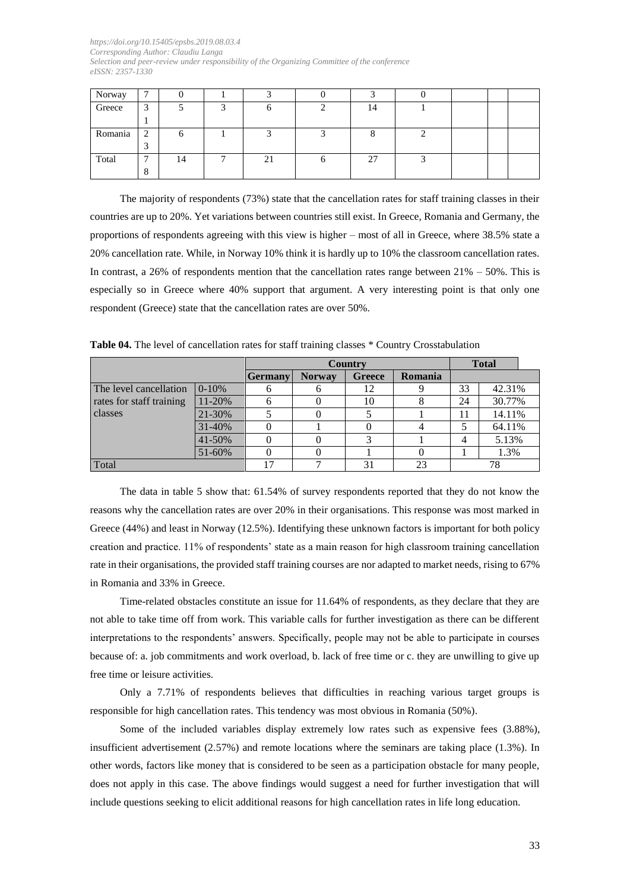| Norway | 7 | 0 | 1 | 3 | 0 | 3 | 0 | | | |
|---|---|---|---|---|---|---|---|---|---|---|
| Greece | 31 | 5 | 3 | 6 | 2 | 14 | 1 | | | |
| Romania | 23 | 6 | 1 | 3 | 3 | 8 | 2 | | | |
| Total | 78 | 14 | 7 | 21 | 6 | 27 | 3 | | | |

The majority of respondents (73%) state that the cancellation rates for staff training classes in their countries are up to 20%. Yet variations between countries still exist. In Greece, Romania and Germany, the proportions of respondents agreeing with this view is higher – most of all in Greece, where 38.5% state a 20% cancellation rate. While, in Norway 10% think it is hardly up to 10% the classroom cancellation rates. In contrast, a 26% of respondents mention that the cancellation rates range between 21% – 50%. This is especially so in Greece where 40% support that argument. A very interesting point is that only one respondent (Greece) state that the cancellation rates are over 50%.

**Table 04.** The level of cancellation rates for staff training classes * Country Crosstabulation

| | | Country | | | | Total | |
|---|---|---|---|---|---|---|---|
| | | Germany | Norway | Greece | Romania | | |
| The level cancellation rates for staff training classes | 0-10% | 6 | 6 | 12 | 9 | 33 | 42.31% |
| | 11-20% | 6 | 0 | 10 | 8 | 24 | 30.77% |
| | 21-30% | 5 | 0 | 5 | 1 | 11 | 14.11% |
| | 31-40% | 0 | 1 | 0 | 4 | 5 | 64.11% |
| | 41-50% | 0 | 0 | 3 | 1 | 4 | 5.13% |
| | 51-60% | 0 | 0 | 1 | 0 | 1 | 1.3% |
| Total | | 17 | 7 | 31 | 23 | 78 | |

The data in table 5 show that: 61.54% of survey respondents reported that they do not know the reasons why the cancellation rates are over 20% in their organisations. This response was most marked in Greece (44%) and least in Norway (12.5%). Identifying these unknown factors is important for both policy creation and practice. 11% of respondents' state as a main reason for high classroom training cancellation rate in their organisations, the provided staff training courses are nor adapted to market needs, rising to 67% in Romania and 33% in Greece.

Time-related obstacles constitute an issue for 11.64% of respondents, as they declare that they are not able to take time off from work. This variable calls for further investigation as there can be different interpretations to the respondents' answers. Specifically, people may not be able to participate in courses because of: a. job commitments and work overload, b. lack of free time or c. they are unwilling to give up free time or leisure activities.

Only a 7.71% of respondents believes that difficulties in reaching various target groups is responsible for high cancellation rates. This tendency was most obvious in Romania (50%).

Some of the included variables display extremely low rates such as expensive fees (3.88%), insufficient advertisement (2.57%) and remote locations where the seminars are taking place (1.3%). In other words, factors like money that is considered to be seen as a participation obstacle for many people, does not apply in this case. The above findings would suggest a need for further investigation that will include questions seeking to elicit additional reasons for high cancellation rates in life long education.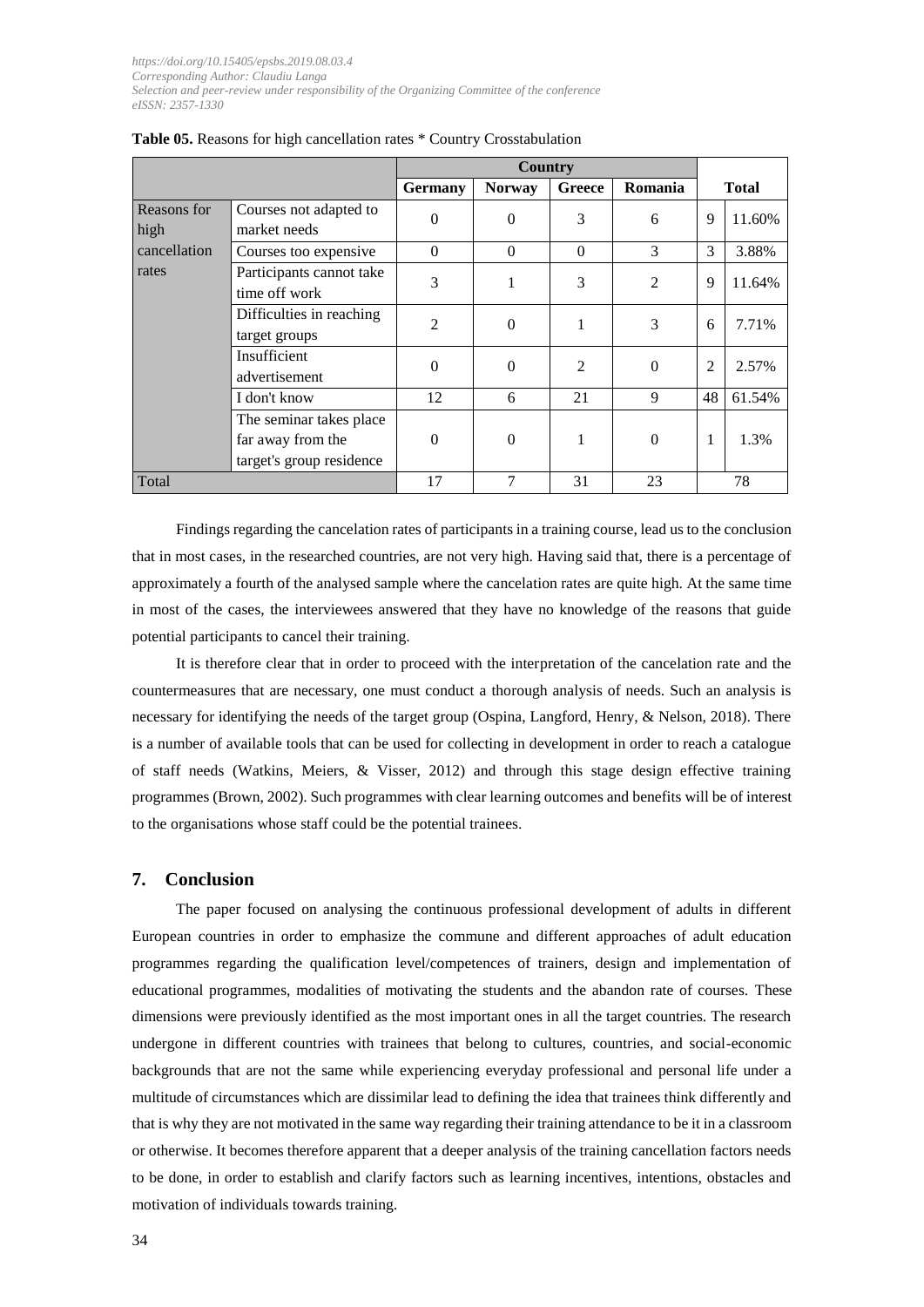**Table 05.** Reasons for high cancellation rates * Country Crosstabulation

| | | Country | | | | Total | |
|---|---|---|---|---|---|---|---|
| | | Germany | Norway | Greece | Romania | | |
| Reasons for high cancellation rates | Courses not adapted to market needs | 0 | 0 | 3 | 6 | 9 | 11.60% |
| | Courses too expensive | 0 | 0 | 0 | 3 | 3 | 3.88% |
| | Participants cannot take time off work | 3 | 1 | 3 | 2 | 9 | 11.64% |
| | Difficulties in reaching target groups | 2 | 0 | 1 | 3 | 6 | 7.71% |
| | Insufficient advertisement | 0 | 0 | 2 | 0 | 2 | 2.57% |
| | I don't know | 12 | 6 | 21 | 9 | 48 | 61.54% |
| | The seminar takes place far away from the target's group residence | 0 | 0 | 1 | 0 | 1 | 1.3% |
| Total | | 17 | 7 | 31 | 23 | 78 | |

Findings regarding the cancelation rates of participants in a training course, lead us to the conclusion that in most cases, in the researched countries, are not very high. Having said that, there is a percentage of approximately a fourth of the analysed sample where the cancelation rates are quite high. At the same time in most of the cases, the interviewees answered that they have no knowledge of the reasons that guide potential participants to cancel their training.

It is therefore clear that in order to proceed with the interpretation of the cancelation rate and the countermeasures that are necessary, one must conduct a thorough analysis of needs. Such an analysis is necessary for identifying the needs of the target group (Ospina, Langford, Henry, & Nelson, 2018). There is a number of available tools that can be used for collecting in development in order to reach a catalogue of staff needs (Watkins, Meiers, & Visser, 2012) and through this stage design effective training programmes (Brown, 2002). Such programmes with clear learning outcomes and benefits will be of interest to the organisations whose staff could be the potential trainees.

## 7. Conclusion

The paper focused on analysing the continuous professional development of adults in different European countries in order to emphasize the commune and different approaches of adult education programmes regarding the qualification level/competences of trainers, design and implementation of educational programmes, modalities of motivating the students and the abandon rate of courses. These dimensions were previously identified as the most important ones in all the target countries. The research undergone in different countries with trainees that belong to cultures, countries, and social-economic backgrounds that are not the same while experiencing everyday professional and personal life under a multitude of circumstances which are dissimilar lead to defining the idea that trainees think differently and that is why they are not motivated in the same way regarding their training attendance to be it in a classroom or otherwise. It becomes therefore apparent that a deeper analysis of the training cancellation factors needs to be done, in order to establish and clarify factors such as learning incentives, intentions, obstacles and motivation of individuals towards training.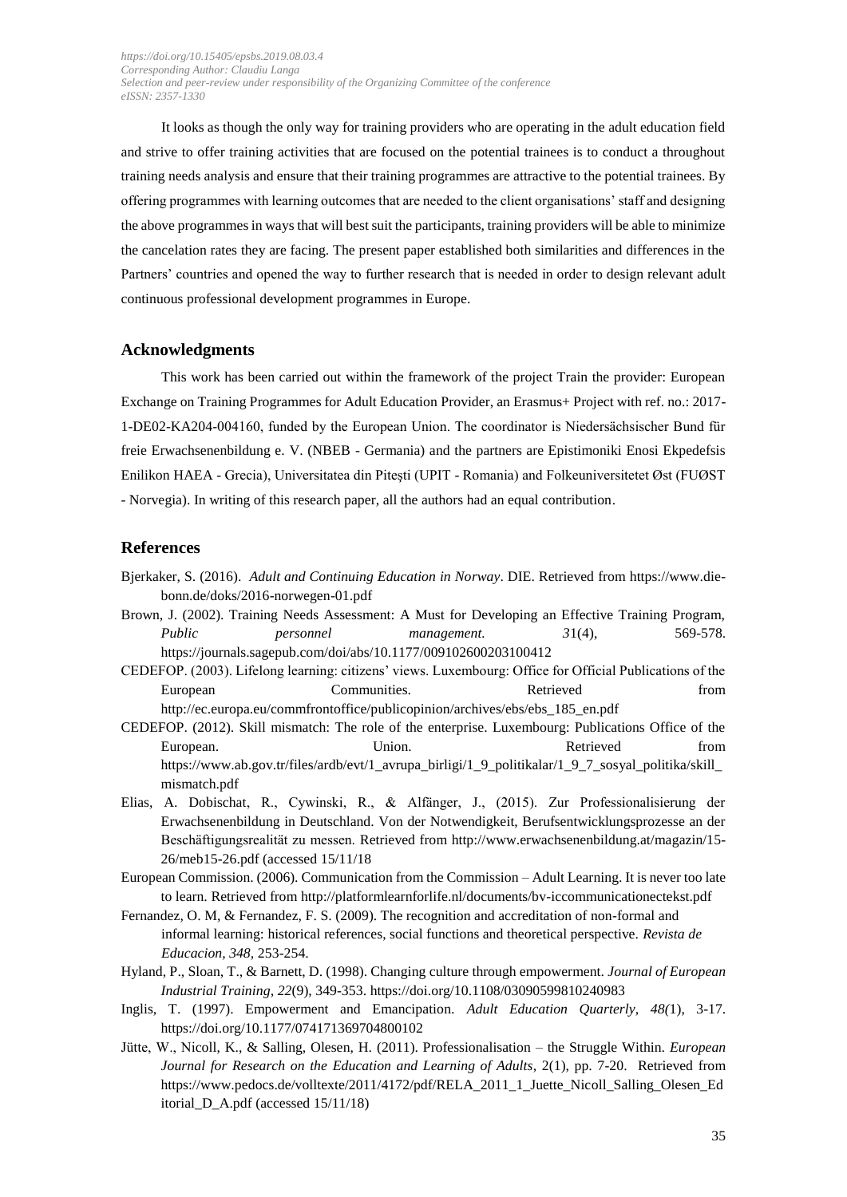It looks as though the only way for training providers who are operating in the adult education field and strive to offer training activities that are focused on the potential trainees is to conduct a throughout training needs analysis and ensure that their training programmes are attractive to the potential trainees. By offering programmes with learning outcomes that are needed to the client organisations' staff and designing the above programmes in ways that will best suit the participants, training providers will be able to minimize the cancelation rates they are facing. The present paper established both similarities and differences in the Partners' countries and opened the way to further research that is needed in order to design relevant adult continuous professional development programmes in Europe.

## Acknowledgments

This work has been carried out within the framework of the project Train the provider: European Exchange on Training Programmes for Adult Education Provider, an Erasmus+ Project with ref. no.: 2017-1-DE02-KA204-004160, funded by the European Union. The coordinator is Niedersächsischer Bund für freie Erwachsenenbildung e. V. (NBEB - Germania) and the partners are Epistimoniki Enosi Ekpedefsis Enilikon HAEA - Grecia), Universitatea din Piteşti (UPIT - Romania) and Folkeuniversitetet Øst (FUØST - Norvegia). In writing of this research paper, all the authors had an equal contribution.

## References

Bjerkaker, S. (2016). *Adult and Continuing Education in Norway*. DIE. Retrieved from https://www.die-bonn.de/doks/2016-norwegen-01.pdf

Brown, J. (2002). Training Needs Assessment: A Must for Developing an Effective Training Program, *Public personnel management. 3*1(4), 569-578. https://journals.sagepub.com/doi/abs/10.1177/009102600203100412

CEDEFOP. (2003). Lifelong learning: citizens' views. Luxembourg: Office for Official Publications of the European Communities. Retrieved from http://ec.europa.eu/commfrontoffice/publicopinion/archives/ebs/ebs_185_en.pdf

CEDEFOP. (2012). Skill mismatch: The role of the enterprise. Luxembourg: Publications Office of the European. Union. Retrieved from https://www.ab.gov.tr/files/ardb/evt/1_avrupa_birligi/1_9_politikalar/1_9_7_sosyal_politika/skill_mismatch.pdf

Elias, A. Dobischat, R., Cywinski, R., & Alfänger, J., (2015). Zur Professionalisierung der Erwachsenenbildung in Deutschland. Von der Notwendigkeit, Berufsentwicklungsprozesse an der Beschäftigungsrealität zu messen. Retrieved from http://www.erwachsenenbildung.at/magazin/15-26/meb15-26.pdf (accessed 15/11/18

European Commission. (2006). Communication from the Commission – Adult Learning. It is never too late to learn. Retrieved from http://platformlearnforlife.nl/documents/bv-iccommunicationectekst.pdf

Fernandez, O. M, & Fernandez, F. S. (2009). The recognition and accreditation of non-formal and informal learning: historical references, social functions and theoretical perspective. *Revista de Educacion, 348,* 253-254.

Hyland, P., Sloan, T., & Barnett, D. (1998). Changing culture through empowerment. *Journal of European Industrial Training*, *22*(9), 349-353. https://doi.org/10.1108/03090599810240983

Inglis, T. (1997). Empowerment and Emancipation. *Adult Education Quarterly*, *48(*1), 3-17. https://doi.org/10.1177/074171369704800102

Jütte, W., Nicoll, K., & Salling, Olesen, H. (2011). Professionalisation – the Struggle Within. *European Journal for Research on the Education and Learning of Adults*, 2(1), pp. 7-20. Retrieved from https://www.pedocs.de/volltexte/2011/4172/pdf/RELA_2011_1_Juette_Nicoll_Salling_Olesen_Editorial_D_A.pdf (accessed 15/11/18)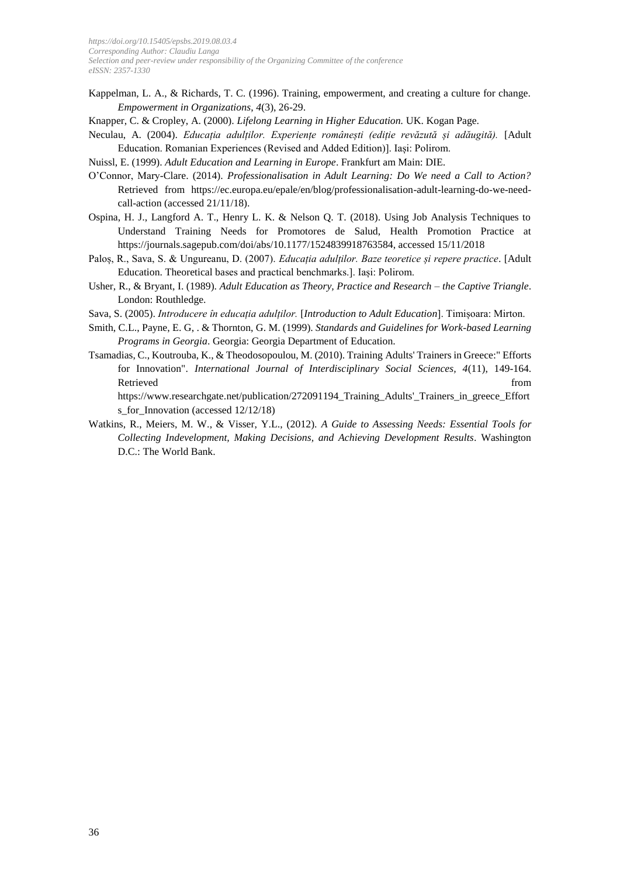Kappelman, L. A., & Richards, T. C. (1996). Training, empowerment, and creating a culture for change. *Empowerment in Organizations*, *4*(3), 26-29.

Knapper, C. & Cropley, A. (2000). *Lifelong Learning in Higher Education.* UK. Kogan Page.

Neculau, A. (2004). *Educația adulților. Experiențe românești (ediție revăzută și adăugită).* [Adult Education. Romanian Experiences (Revised and Added Edition)]. Iași: Polirom.

Nuissl, E. (1999). *Adult Education and Learning in Europe*. Frankfurt am Main: DIE.

O'Connor, Mary-Clare. (2014). *Professionalisation in Adult Learning: Do We need a Call to Action?* Retrieved from https://ec.europa.eu/epale/en/blog/professionalisation-adult-learning-do-we-need-call-action (accessed 21/11/18).

Ospina, H. J., Langford A. T., Henry L. K. & Nelson Q. T. (2018). Using Job Analysis Techniques to Understand Training Needs for Promotores de Salud, Health Promotion Practice at https://journals.sagepub.com/doi/abs/10.1177/1524839918763584, accessed 15/11/2018

Paloș, R., Sava, S. & Ungureanu, D. (2007). *Educația adulților. Baze teoretice și repere practice*. [Adult Education. Theoretical bases and practical benchmarks.]. Iași: Polirom.

Usher, R., & Bryant, I. (1989). *Adult Education as Theory, Practice and Research – the Captive Triangle*. London: Routhledge.

Sava, S. (2005). *Introducere în educația adulților.* [*Introduction to Adult Education*]. Timișoara: Mirton.

Smith, C.L., Payne, E. G, . & Thornton, G. M. (1999). *Standards and Guidelines for Work-based Learning Programs in Georgia*. Georgia: Georgia Department of Education.

Tsamadias, C., Koutrouba, K., & Theodosopoulou, M. (2010). Training Adults' Trainers in Greece:" Efforts for Innovation". *International Journal of Interdisciplinary Social Sciences, 4*(11), 149-164. Retrieved from https://www.researchgate.net/publication/272091194_Training_Adults'_Trainers_in_greece_Efforts_for_Innovation (accessed 12/12/18)

Watkins, R., Meiers, M. W., & Visser, Y.L., (2012). *A Guide to Assessing Needs: Essential Tools for Collecting Indevelopment, Making Decisions, and Achieving Development Results*. Washington D.C.: The World Bank.